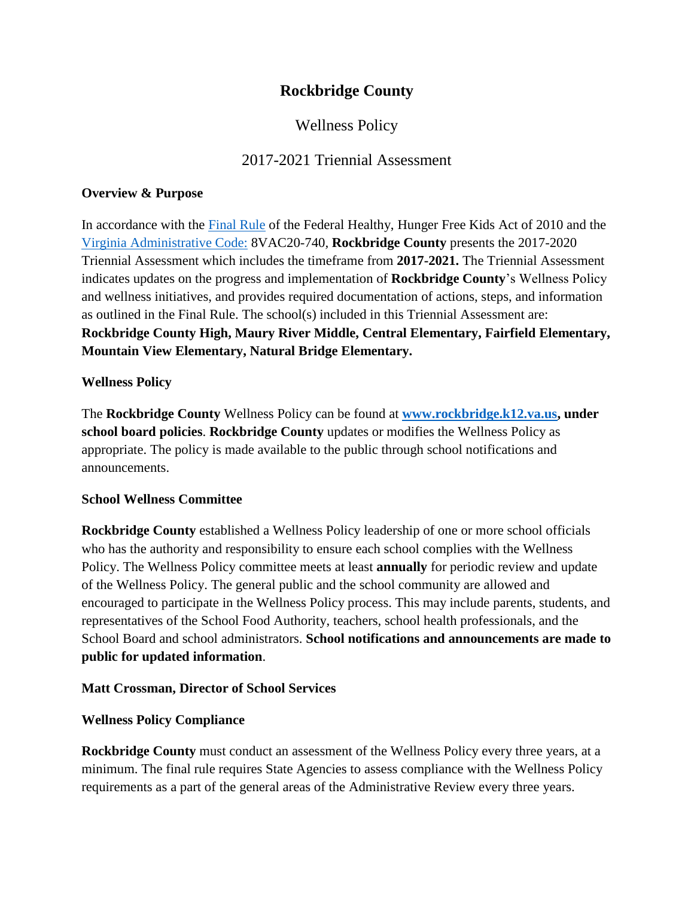# Rockbridge County

## Wellness Policy

## 2017-2021 Triennial Assessment

**Overview & Purpose**

In accordance with the Final Rule of the Federal Healthy, Hunger Free Kids Act of 2010 and the Virginia Administrative Code: 8VAC20-740, **Rockbridge County** presents the 2017-2020 Triennial Assessment which includes the timeframe from **2017-2021.** The Triennial Assessment indicates updates on the progress and implementation of **Rockbridge County**'s Wellness Policy and wellness initiatives, and provides required documentation of actions, steps, and information as outlined in the Final Rule. The school(s) included in this Triennial Assessment are: **Rockbridge County High, Maury River Middle, Central Elementary, Fairfield Elementary, Mountain View Elementary, Natural Bridge Elementary.**

**Wellness Policy**

The **Rockbridge County** Wellness Policy can be found at **www.rockbridge.k12.va.us, under school board policies**. **Rockbridge County** updates or modifies the Wellness Policy as appropriate. The policy is made available to the public through school notifications and announcements.

**School Wellness Committee**

**Rockbridge County** established a Wellness Policy leadership of one or more school officials who has the authority and responsibility to ensure each school complies with the Wellness Policy. The Wellness Policy committee meets at least **annually** for periodic review and update of the Wellness Policy. The general public and the school community are allowed and encouraged to participate in the Wellness Policy process. This may include parents, students, and representatives of the School Food Authority, teachers, school health professionals, and the School Board and school administrators. **School notifications and announcements are made to public for updated information**.

**Matt Crossman, Director of School Services**

**Wellness Policy Compliance**

**Rockbridge County** must conduct an assessment of the Wellness Policy every three years, at a minimum. The final rule requires State Agencies to assess compliance with the Wellness Policy requirements as a part of the general areas of the Administrative Review every three years.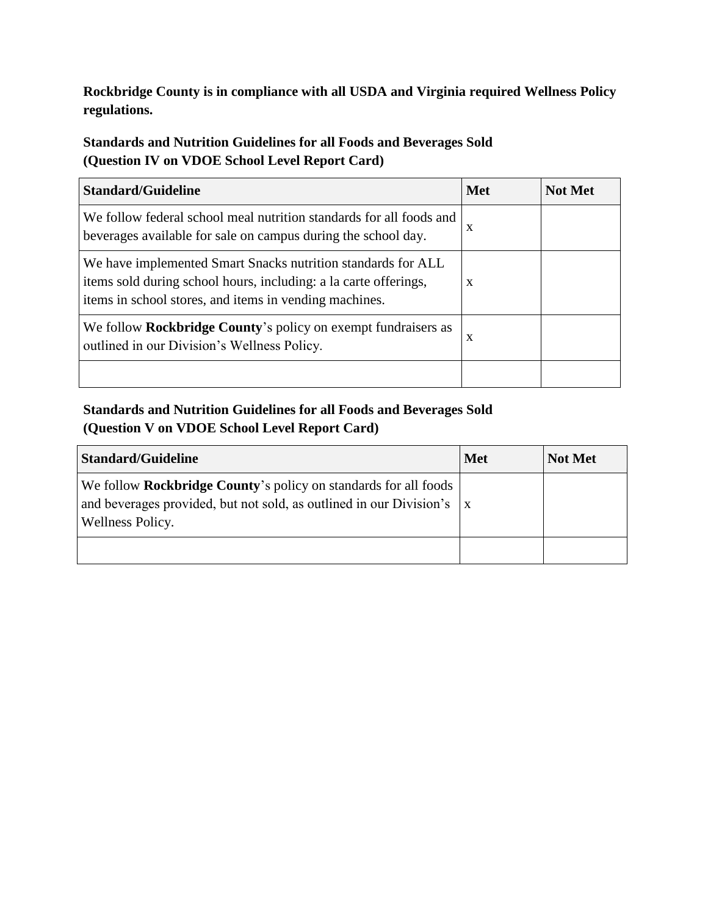**Rockbridge County is in compliance with all USDA and Virginia required Wellness Policy regulations.**

**Standards and Nutrition Guidelines for all Foods and Beverages Sold (Question IV on VDOE School Level Report Card)**

| Standard/Guideline | Met | Not Met |
|---|---|---|
| We follow federal school meal nutrition standards for all foods and beverages available for sale on campus during the school day. | x | |
| We have implemented Smart Snacks nutrition standards for ALL items sold during school hours, including: a la carte offerings, items in school stores, and items in vending machines. | x | |
| We follow **Rockbridge County**'s policy on exempt fundraisers as outlined in our Division's Wellness Policy. | x | |
| | | |

**Standards and Nutrition Guidelines for all Foods and Beverages Sold (Question V on VDOE School Level Report Card)**

| Standard/Guideline | Met | Not Met |
|---|---|---|
| We follow **Rockbridge County**'s policy on standards for all foods and beverages provided, but not sold, as outlined in our Division's Wellness Policy. | x | |
| | | |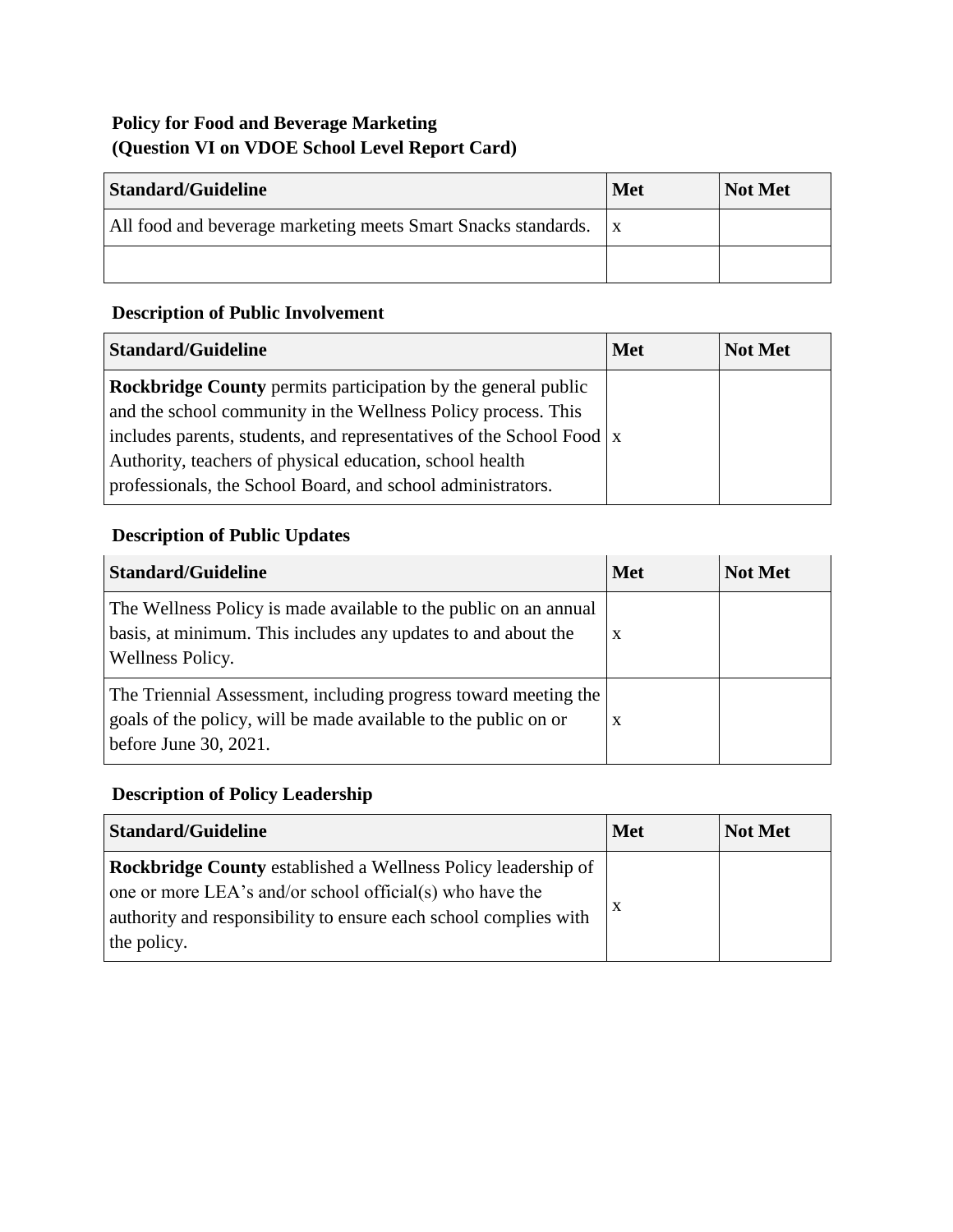**Policy for Food and Beverage Marketing**
**(Question VI on VDOE School Level Report Card)**

| Standard/Guideline | Met | Not Met |
|---|---|---|
| All food and beverage marketing meets Smart Snacks standards. | x | |
| | | |

**Description of Public Involvement**

| Standard/Guideline | Met | Not Met |
|---|---|---|
| **Rockbridge County** permits participation by the general public and the school community in the Wellness Policy process. This includes parents, students, and representatives of the School Food Authority, teachers of physical education, school health professionals, the School Board, and school administrators. | x | |

**Description of Public Updates**

| Standard/Guideline | Met | Not Met |
|---|---|---|
| The Wellness Policy is made available to the public on an annual basis, at minimum. This includes any updates to and about the Wellness Policy. | x | |
| The Triennial Assessment, including progress toward meeting the goals of the policy, will be made available to the public on or before June 30, 2021. | x | |

**Description of Policy Leadership**

| Standard/Guideline | Met | Not Met |
|---|---|---|
| **Rockbridge County** established a Wellness Policy leadership of one or more LEA's and/or school official(s) who have the authority and responsibility to ensure each school complies with the policy. | x | |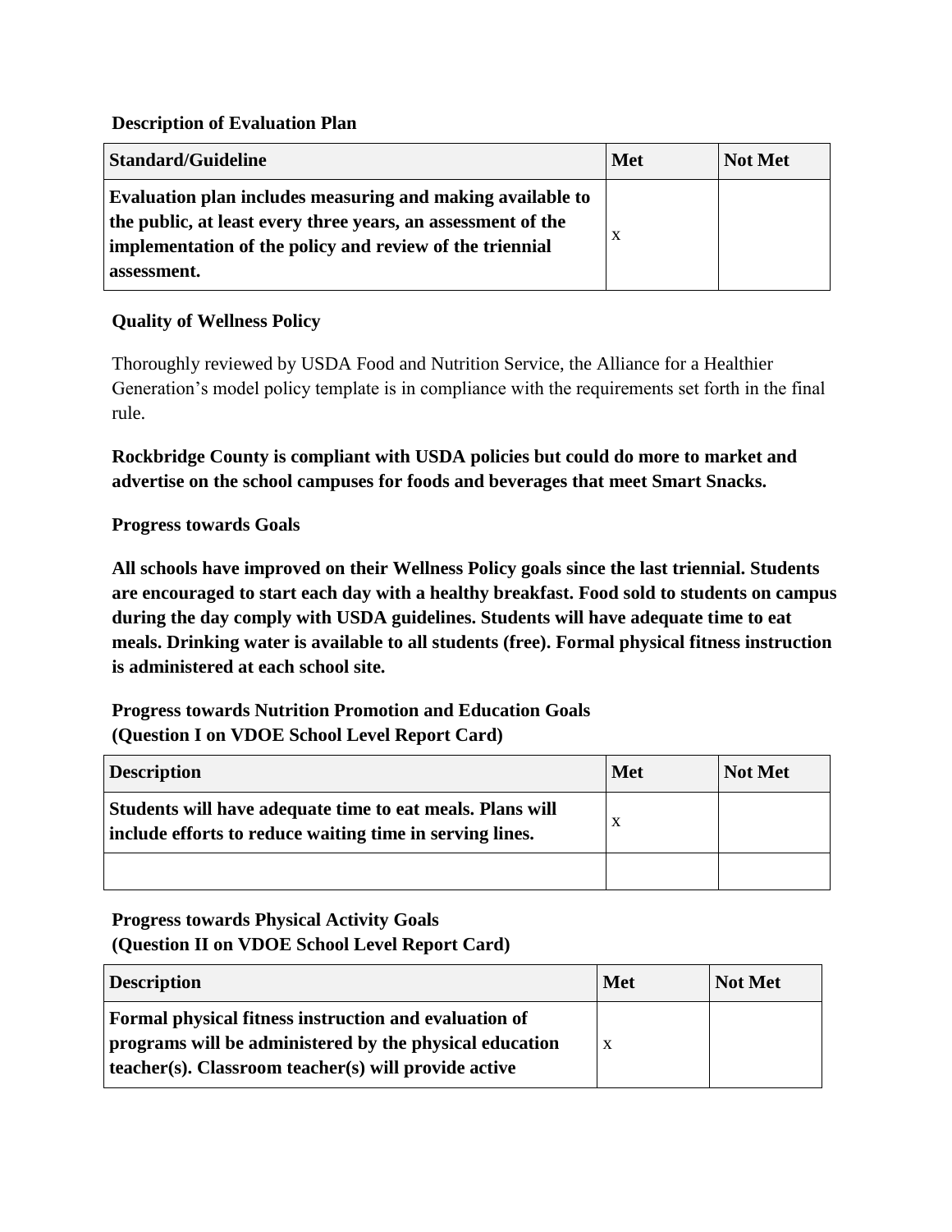**Description of Evaluation Plan**

| Standard/Guideline | Met | Not Met |
| --- | --- | --- |
| **Evaluation plan includes measuring and making available to the public, at least every three years, an assessment of the implementation of the policy and review of the triennial assessment.** | x | |

**Quality of Wellness Policy**

Thoroughly reviewed by USDA Food and Nutrition Service, the Alliance for a Healthier Generation's model policy template is in compliance with the requirements set forth in the final rule.

**Rockbridge County is compliant with USDA policies but could do more to market and advertise on the school campuses for foods and beverages that meet Smart Snacks.**

**Progress towards Goals**

**All schools have improved on their Wellness Policy goals since the last triennial. Students are encouraged to start each day with a healthy breakfast. Food sold to students on campus during the day comply with USDA guidelines. Students will have adequate time to eat meals. Drinking water is available to all students (free). Formal physical fitness instruction is administered at each school site.**

**Progress towards Nutrition Promotion and Education Goals (Question I on VDOE School Level Report Card)**

| Description | Met | Not Met |
| --- | --- | --- |
| **Students will have adequate time to eat meals. Plans will include efforts to reduce waiting time in serving lines.** | x | |
| | | |

**Progress towards Physical Activity Goals (Question II on VDOE School Level Report Card)**

| Description | Met | Not Met |
| --- | --- | --- |
| **Formal physical fitness instruction and evaluation of programs will be administered by the physical education teacher(s). Classroom teacher(s) will provide active** | x | |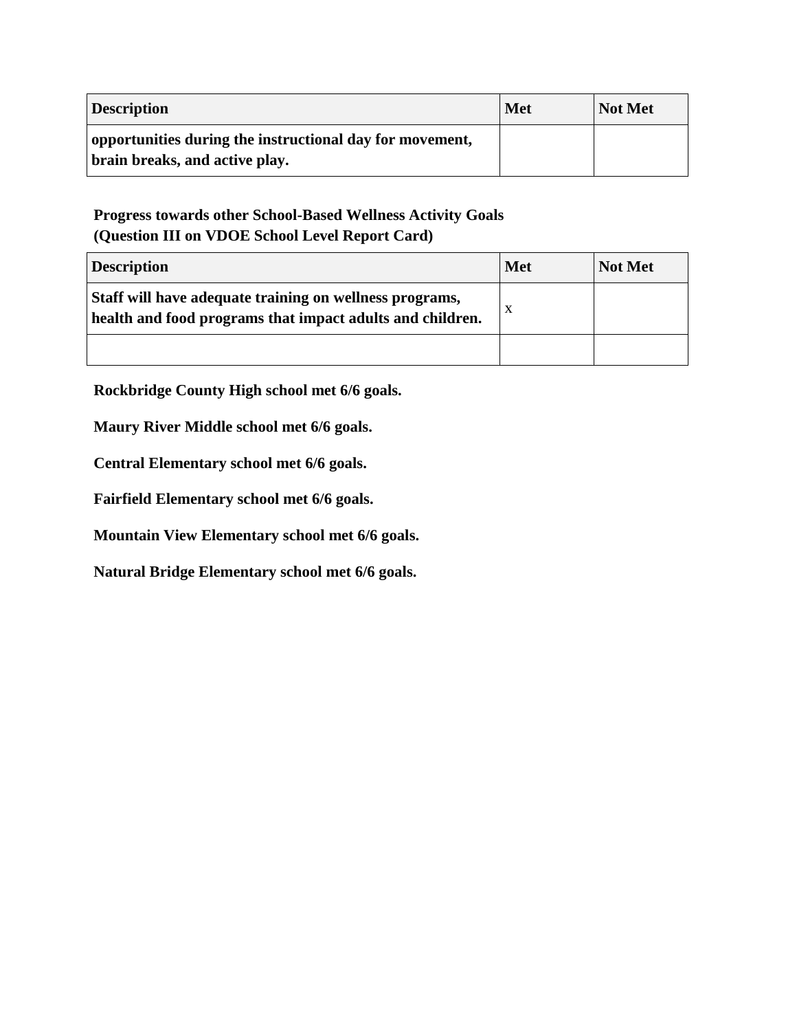| Description | Met | Not Met |
|---|---|---|
| **opportunities during the instructional day for movement, brain breaks, and active play.** | | |

**Progress towards other School-Based Wellness Activity Goals (Question III on VDOE School Level Report Card)**

| Description | Met | Not Met |
|---|---|---|
| **Staff will have adequate training on wellness programs, health and food programs that impact adults and children.** | x | |
| | | |

**Rockbridge County High school met 6/6 goals.**

**Maury River Middle school met 6/6 goals.**

**Central Elementary school met 6/6 goals.**

**Fairfield Elementary school met 6/6 goals.**

**Mountain View Elementary school met 6/6 goals.**

**Natural Bridge Elementary school met 6/6 goals.**